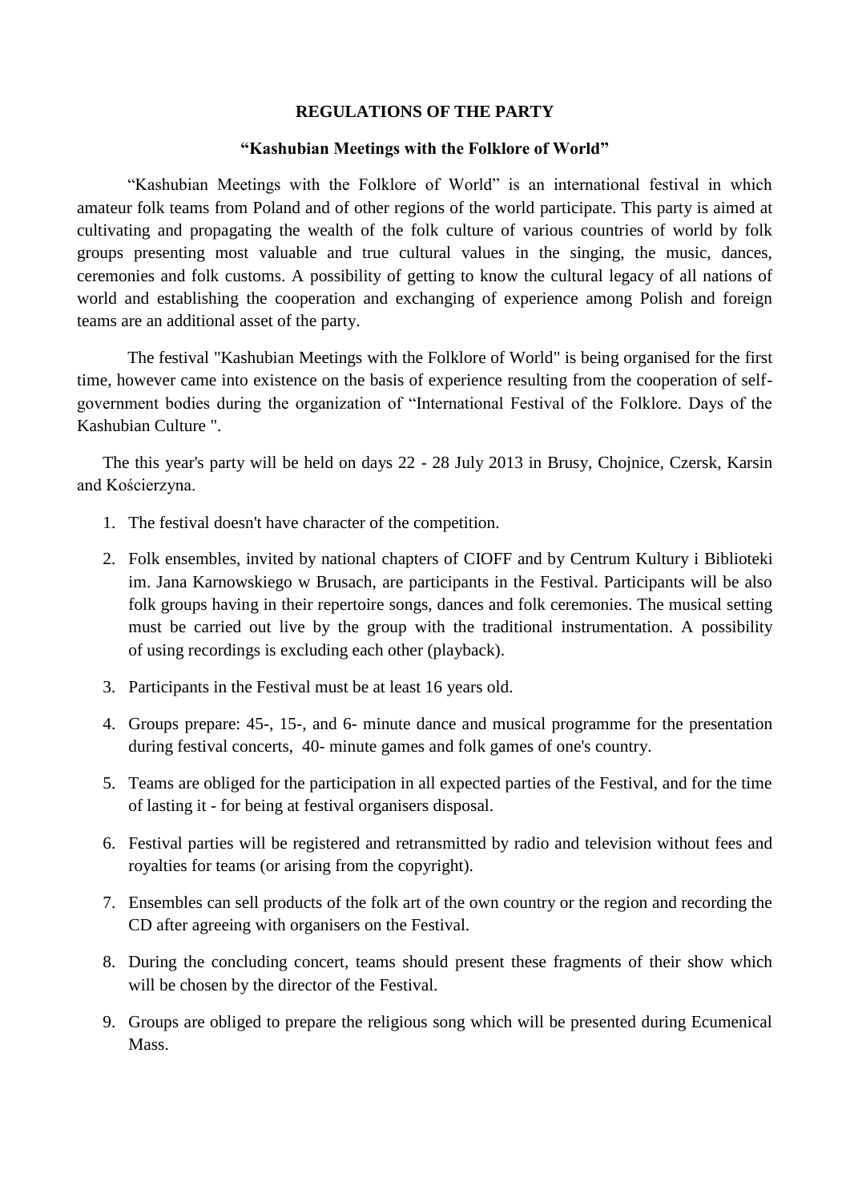**REGULATIONS OF THE PARTY**

**“Kashubian Meetings with the Folklore of World”**

“Kashubian Meetings with the Folklore of World” is an international festival in which amateur folk teams from Poland and of other regions of the world participate. This party is aimed at cultivating and propagating the wealth of the folk culture of various countries of world by folk groups presenting most valuable and true cultural values in the singing, the music, dances, ceremonies and folk customs. A possibility of getting to know the cultural legacy of all nations of world and establishing the cooperation and exchanging of experience among Polish and foreign teams are an additional asset of the party.

The festival "Kashubian Meetings with the Folklore of World" is being organised for the first time, however came into existence on the basis of experience resulting from the cooperation of self-government bodies during the organization of “International Festival of the Folklore. Days of the Kashubian Culture ".

The this year's party will be held on days 22 - 28 July 2013 in Brusy, Chojnice, Czersk, Karsin and Kościerzyna.

1. The festival doesn't have character of the competition.
2. Folk ensembles, invited by national chapters of CIOFF and by Centrum Kultury i Biblioteki im. Jana Karnowskiego w Brusach, are participants in the Festival. Participants will be also folk groups having in their repertoire songs, dances and folk ceremonies. The musical setting must be carried out live by the group with the traditional instrumentation. A possibility of using recordings is excluding each other (playback).
3. Participants in the Festival must be at least 16 years old.
4. Groups prepare: 45-, 15-, and 6- minute dance and musical programme for the presentation during festival concerts, 40- minute games and folk games of one's country.
5. Teams are obliged for the participation in all expected parties of the Festival, and for the time of lasting it - for being at festival organisers disposal.
6. Festival parties will be registered and retransmitted by radio and television without fees and royalties for teams (or arising from the copyright).
7. Ensembles can sell products of the folk art of the own country or the region and recording the CD after agreeing with organisers on the Festival.
8. During the concluding concert, teams should present these fragments of their show which will be chosen by the director of the Festival.
9. Groups are obliged to prepare the religious song which will be presented during Ecumenical Mass.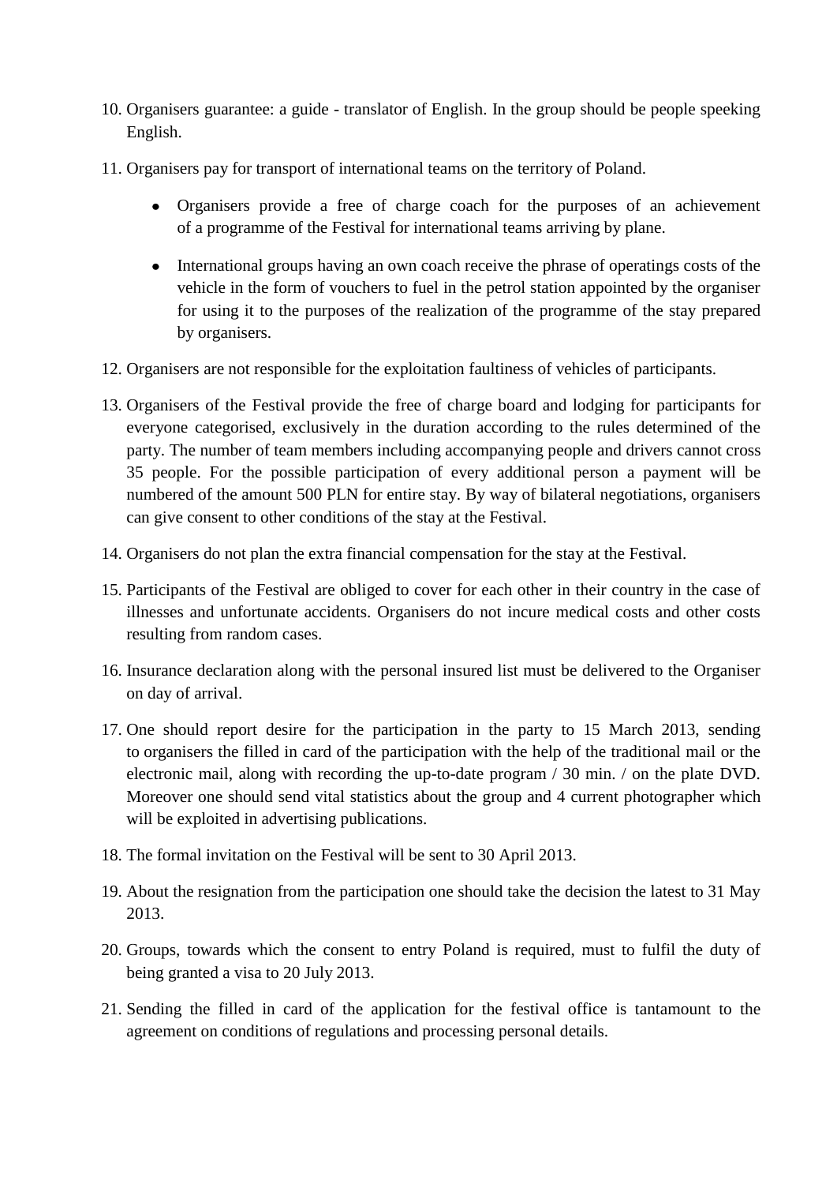10. Organisers guarantee: a guide - translator of English. In the group should be people speeking English.

11. Organisers pay for transport of international teams on the territory of Poland.

    - Organisers provide a free of charge coach for the purposes of an achievement of a programme of the Festival for international teams arriving by plane.
    - International groups having an own coach receive the phrase of operatings costs of the vehicle in the form of vouchers to fuel in the petrol station appointed by the organiser for using it to the purposes of the realization of the programme of the stay prepared by organisers.

12. Organisers are not responsible for the exploitation faultiness of vehicles of participants.

13. Organisers of the Festival provide the free of charge board and lodging for participants for everyone categorised, exclusively in the duration according to the rules determined of the party. The number of team members including accompanying people and drivers cannot cross 35 people. For the possible participation of every additional person a payment will be numbered of the amount 500 PLN for entire stay. By way of bilateral negotiations, organisers can give consent to other conditions of the stay at the Festival.

14. Organisers do not plan the extra financial compensation for the stay at the Festival.

15. Participants of the Festival are obliged to cover for each other in their country in the case of illnesses and unfortunate accidents. Organisers do not incure medical costs and other costs resulting from random cases.

16. Insurance declaration along with the personal insured list must be delivered to the Organiser on day of arrival.

17. One should report desire for the participation in the party to 15 March 2013, sending to organisers the filled in card of the participation with the help of the traditional mail or the electronic mail, along with recording the up-to-date program / 30 min. / on the plate DVD. Moreover one should send vital statistics about the group and 4 current photographer which will be exploited in advertising publications.

18. The formal invitation on the Festival will be sent to 30 April 2013.

19. About the resignation from the participation one should take the decision the latest to 31 May 2013.

20. Groups, towards which the consent to entry Poland is required, must to fulfil the duty of being granted a visa to 20 July 2013.

21. Sending the filled in card of the application for the festival office is tantamount to the agreement on conditions of regulations and processing personal details.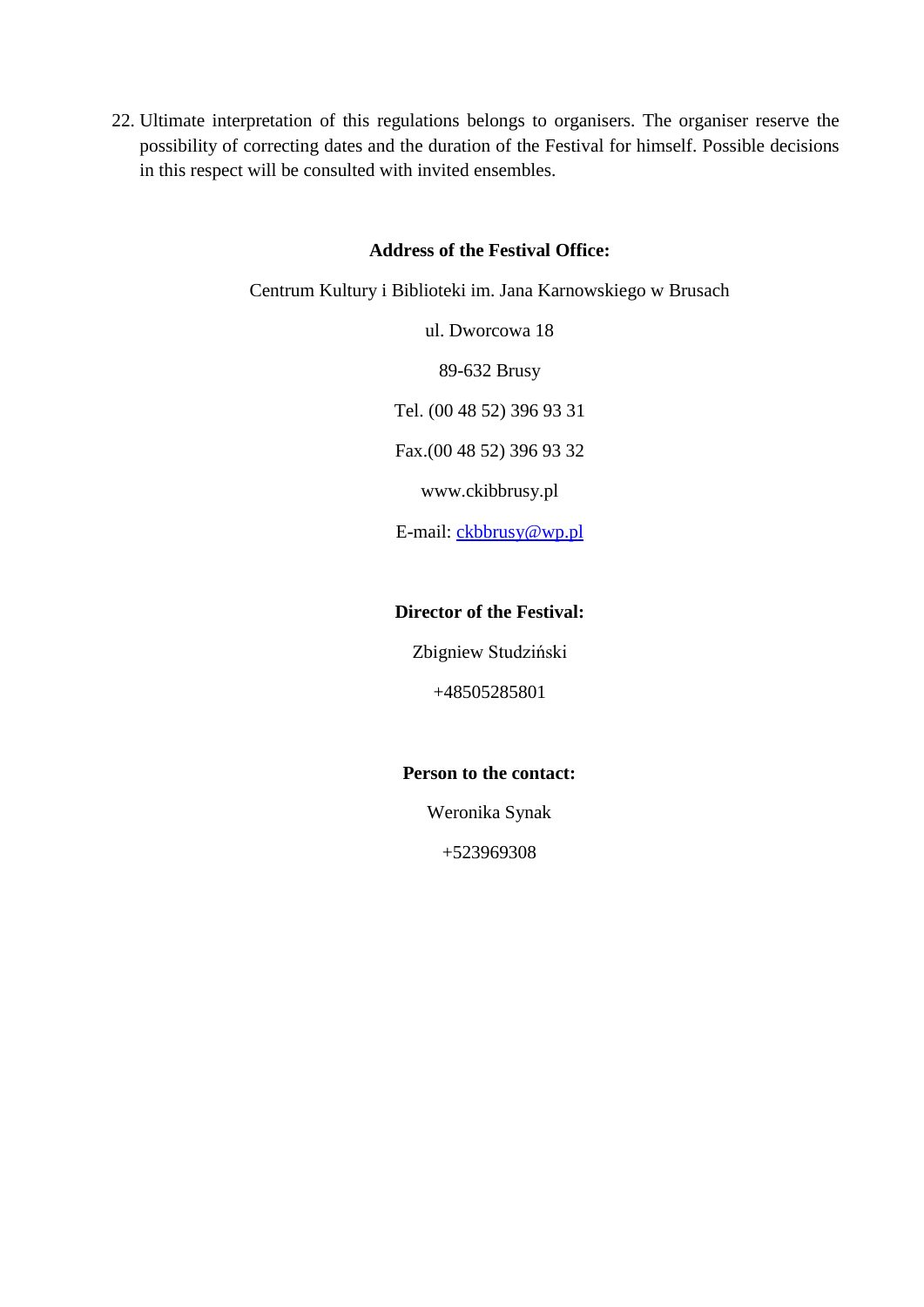22. Ultimate interpretation of this regulations belongs to organisers. The organiser reserve the possibility of correcting dates and the duration of the Festival for himself. Possible decisions in this respect will be consulted with invited ensembles.

**Address of the Festival Office:**

Centrum Kultury i Biblioteki im. Jana Karnowskiego w Brusach

ul. Dworcowa 18

89-632 Brusy

Tel. (00 48 52) 396 93 31

Fax.(00 48 52) 396 93 32

www.ckibbrusy.pl

E-mail: ckbbrusy@wp.pl

**Director of the Festival:**

Zbigniew Studziński

+48505285801

**Person to the contact:**

Weronika Synak

+523969308